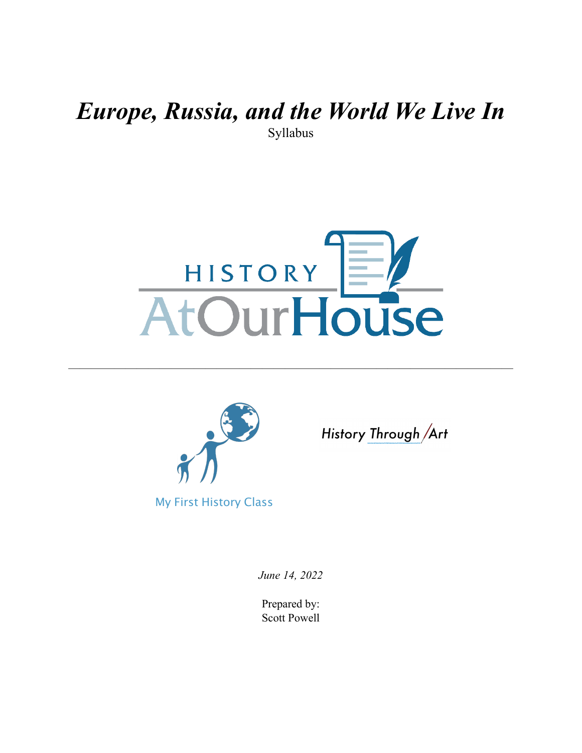# *Europe, Russia, and the World We Live In*

Syllabus

HISTORY AtOurHouse

My First History Class

History Through Art

*June 14, 2022*

Prepared by:
Scott Powell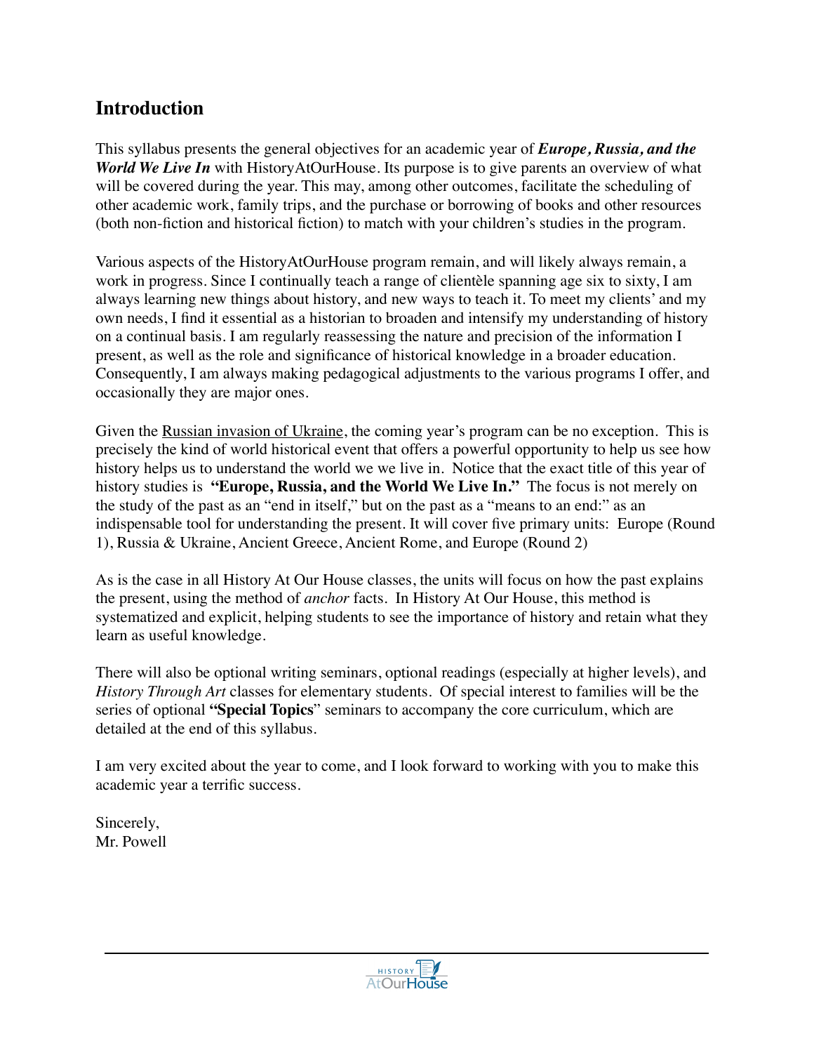## Introduction

This syllabus presents the general objectives for an academic year of ***Europe, Russia, and the World We Live In*** with HistoryAtOurHouse. Its purpose is to give parents an overview of what will be covered during the year. This may, among other outcomes, facilitate the scheduling of other academic work, family trips, and the purchase or borrowing of books and other resources (both non-fiction and historical fiction) to match with your children's studies in the program.

Various aspects of the HistoryAtOurHouse program remain, and will likely always remain, a work in progress. Since I continually teach a range of clientèle spanning age six to sixty, I am always learning new things about history, and new ways to teach it. To meet my clients' and my own needs, I find it essential as a historian to broaden and intensify my understanding of history on a continual basis. I am regularly reassessing the nature and precision of the information I present, as well as the role and significance of historical knowledge in a broader education. Consequently, I am always making pedagogical adjustments to the various programs I offer, and occasionally they are major ones.

Given the Russian invasion of Ukraine, the coming year's program can be no exception. This is precisely the kind of world historical event that offers a powerful opportunity to help us see how history helps us to understand the world we we live in. Notice that the exact title of this year of history studies is **"Europe, Russia, and the World We Live In."** The focus is not merely on the study of the past as an "end in itself," but on the past as a "means to an end:" as an indispensable tool for understanding the present. It will cover five primary units: Europe (Round 1), Russia & Ukraine, Ancient Greece, Ancient Rome, and Europe (Round 2)

As is the case in all History At Our House classes, the units will focus on how the past explains the present, using the method of *anchor* facts. In History At Our House, this method is systematized and explicit, helping students to see the importance of history and retain what they learn as useful knowledge.

There will also be optional writing seminars, optional readings (especially at higher levels), and *History Through Art* classes for elementary students. Of special interest to families will be the series of optional **"Special Topics"** seminars to accompany the core curriculum, which are detailed at the end of this syllabus.

I am very excited about the year to come, and I look forward to working with you to make this academic year a terrific success.

Sincerely,
Mr. Powell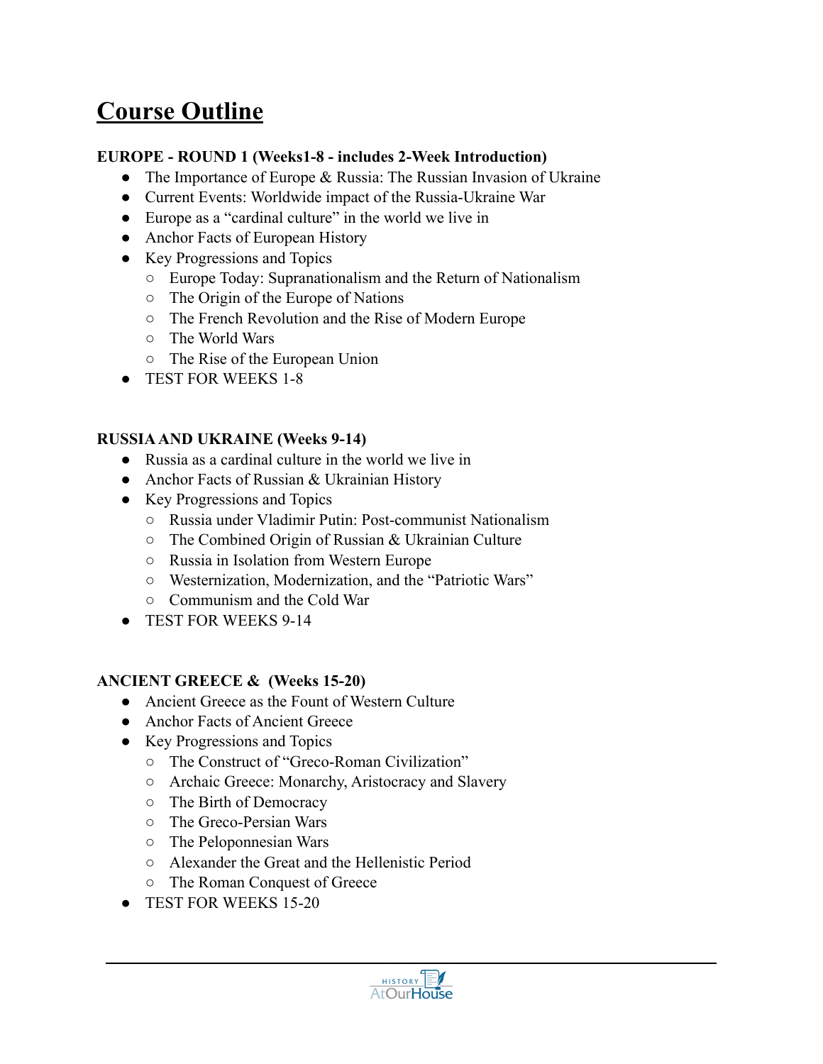# Course Outline

**EUROPE - ROUND 1 (Weeks1-8 - includes 2-Week Introduction)**

- The Importance of Europe & Russia: The Russian Invasion of Ukraine
- Current Events: Worldwide impact of the Russia-Ukraine War
- Europe as a "cardinal culture" in the world we live in
- Anchor Facts of European History
- Key Progressions and Topics
  - Europe Today: Supranationalism and the Return of Nationalism
  - The Origin of the Europe of Nations
  - The French Revolution and the Rise of Modern Europe
  - The World Wars
  - The Rise of the European Union
- TEST FOR WEEKS 1-8

**RUSSIA AND UKRAINE (Weeks 9-14)**

- Russia as a cardinal culture in the world we live in
- Anchor Facts of Russian & Ukrainian History
- Key Progressions and Topics
  - Russia under Vladimir Putin: Post-communist Nationalism
  - The Combined Origin of Russian & Ukrainian Culture
  - Russia in Isolation from Western Europe
  - Westernization, Modernization, and the "Patriotic Wars"
  - Communism and the Cold War
- TEST FOR WEEKS 9-14

**ANCIENT GREECE & (Weeks 15-20)**

- Ancient Greece as the Fount of Western Culture
- Anchor Facts of Ancient Greece
- Key Progressions and Topics
  - The Construct of "Greco-Roman Civilization"
  - Archaic Greece: Monarchy, Aristocracy and Slavery
  - The Birth of Democracy
  - The Greco-Persian Wars
  - The Peloponnesian Wars
  - Alexander the Great and the Hellenistic Period
  - The Roman Conquest of Greece
- TEST FOR WEEKS 15-20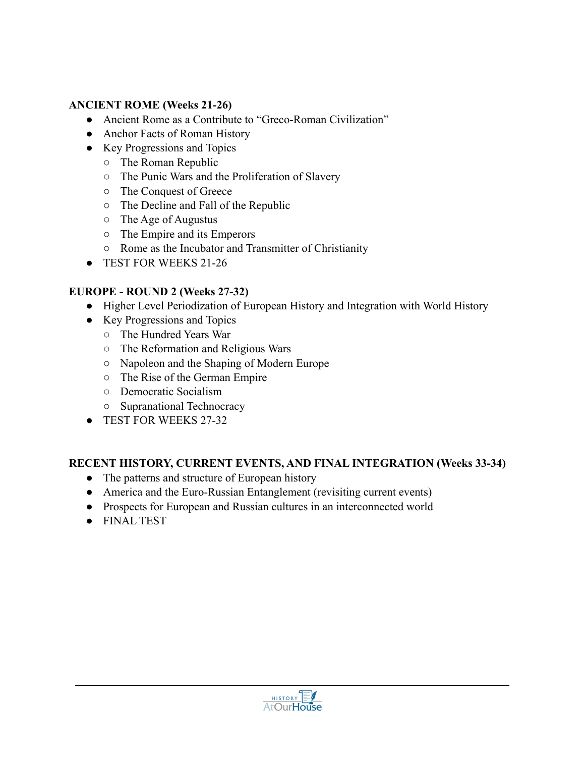**ANCIENT ROME (Weeks 21-26)**

- Ancient Rome as a Contribute to “Greco-Roman Civilization”
- Anchor Facts of Roman History
- Key Progressions and Topics
  - The Roman Republic
  - The Punic Wars and the Proliferation of Slavery
  - The Conquest of Greece
  - The Decline and Fall of the Republic
  - The Age of Augustus
  - The Empire and its Emperors
  - Rome as the Incubator and Transmitter of Christianity
- TEST FOR WEEKS 21-26

**EUROPE - ROUND 2 (Weeks 27-32)**

- Higher Level Periodization of European History and Integration with World History
- Key Progressions and Topics
  - The Hundred Years War
  - The Reformation and Religious Wars
  - Napoleon and the Shaping of Modern Europe
  - The Rise of the German Empire
  - Democratic Socialism
  - Supranational Technocracy
- TEST FOR WEEKS 27-32

**RECENT HISTORY, CURRENT EVENTS, AND FINAL INTEGRATION (Weeks 33-34)**

- The patterns and structure of European history
- America and the Euro-Russian Entanglement (revisiting current events)
- Prospects for European and Russian cultures in an interconnected world
- FINAL TEST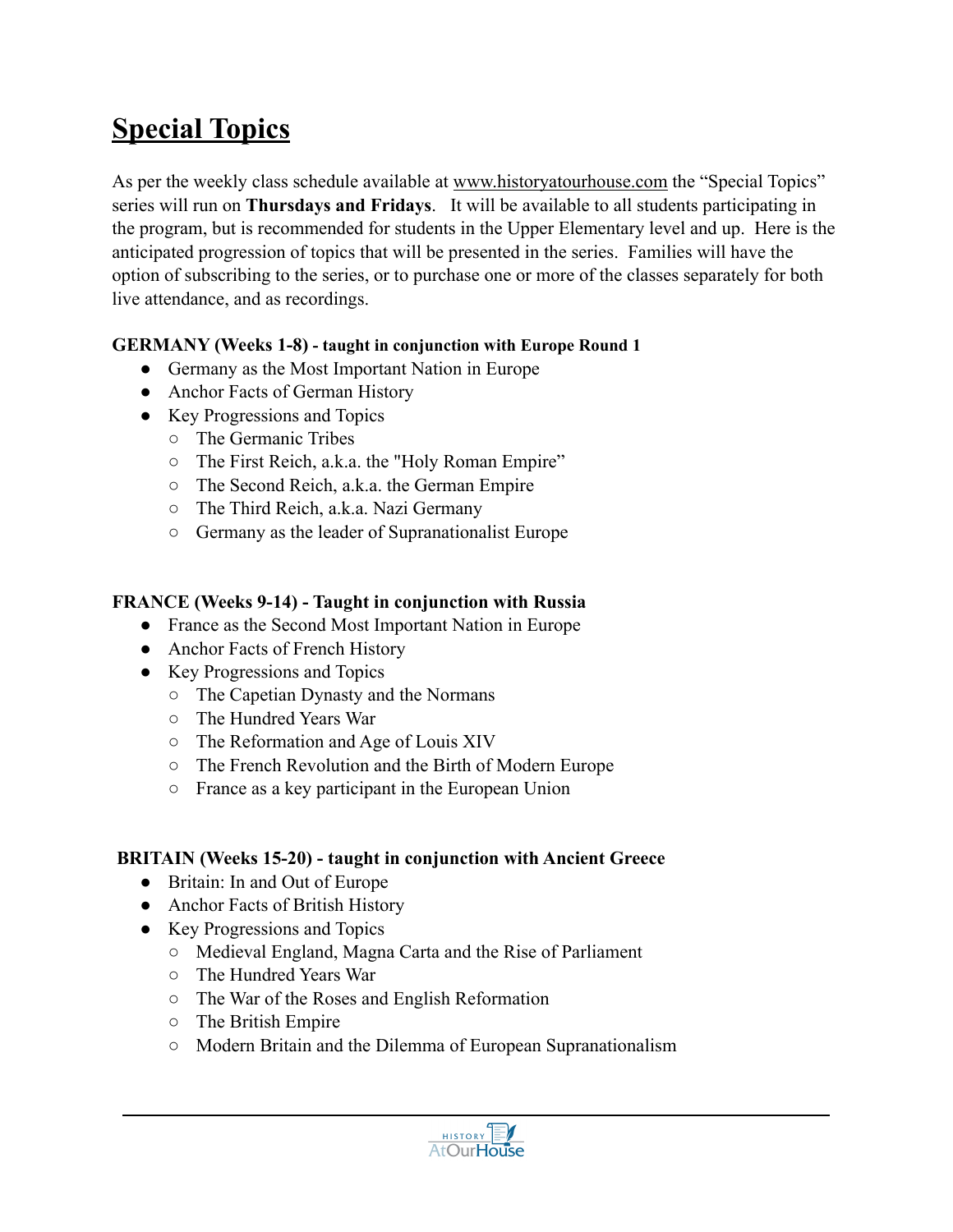# Special Topics

As per the weekly class schedule available at www.historyatourhouse.com the "Special Topics" series will run on **Thursdays and Fridays**. It will be available to all students participating in the program, but is recommended for students in the Upper Elementary level and up. Here is the anticipated progression of topics that will be presented in the series. Families will have the option of subscribing to the series, or to purchase one or more of the classes separately for both live attendance, and as recordings.

**GERMANY (Weeks 1-8) - taught in conjunction with Europe Round 1**

- Germany as the Most Important Nation in Europe
- Anchor Facts of German History
- Key Progressions and Topics
  - The Germanic Tribes
  - The First Reich, a.k.a. the "Holy Roman Empire"
  - The Second Reich, a.k.a. the German Empire
  - The Third Reich, a.k.a. Nazi Germany
  - Germany as the leader of Supranationalist Europe

**FRANCE (Weeks 9-14) - Taught in conjunction with Russia**

- France as the Second Most Important Nation in Europe
- Anchor Facts of French History
- Key Progressions and Topics
  - The Capetian Dynasty and the Normans
  - The Hundred Years War
  - The Reformation and Age of Louis XIV
  - The French Revolution and the Birth of Modern Europe
  - France as a key participant in the European Union

**BRITAIN (Weeks 15-20) - taught in conjunction with Ancient Greece**

- Britain: In and Out of Europe
- Anchor Facts of British History
- Key Progressions and Topics
  - Medieval England, Magna Carta and the Rise of Parliament
  - The Hundred Years War
  - The War of the Roses and English Reformation
  - The British Empire
  - Modern Britain and the Dilemma of European Supranationalism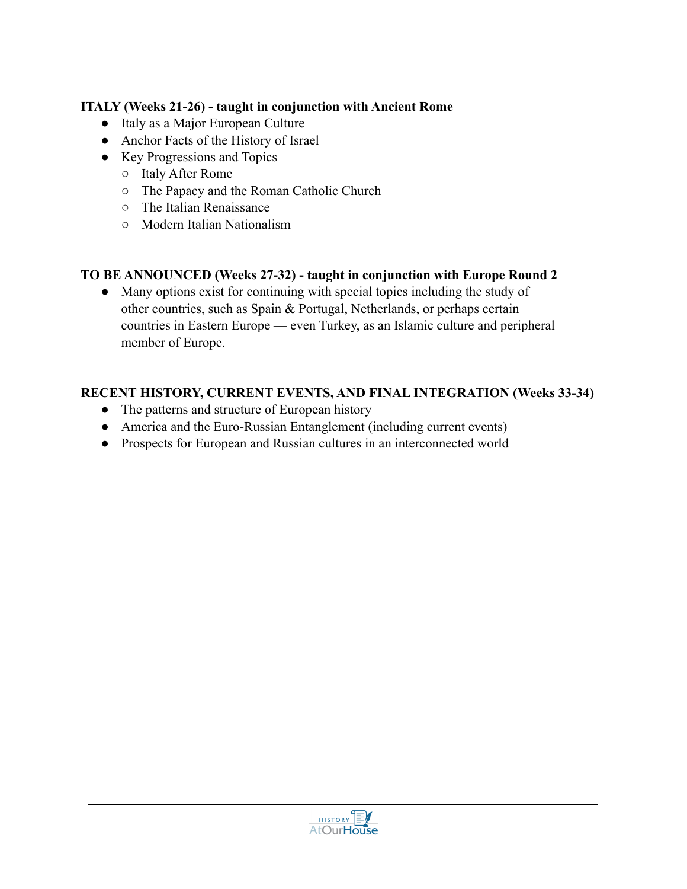**ITALY (Weeks 21-26) - taught in conjunction with Ancient Rome**

- Italy as a Major European Culture
- Anchor Facts of the History of Israel
- Key Progressions and Topics
  - Italy After Rome
  - The Papacy and the Roman Catholic Church
  - The Italian Renaissance
  - Modern Italian Nationalism

**TO BE ANNOUNCED (Weeks 27-32) - taught in conjunction with Europe Round 2**

- Many options exist for continuing with special topics including the study of other countries, such as Spain & Portugal, Netherlands, or perhaps certain countries in Eastern Europe — even Turkey, as an Islamic culture and peripheral member of Europe.

**RECENT HISTORY, CURRENT EVENTS, AND FINAL INTEGRATION (Weeks 33-34)**

- The patterns and structure of European history
- America and the Euro-Russian Entanglement (including current events)
- Prospects for European and Russian cultures in an interconnected world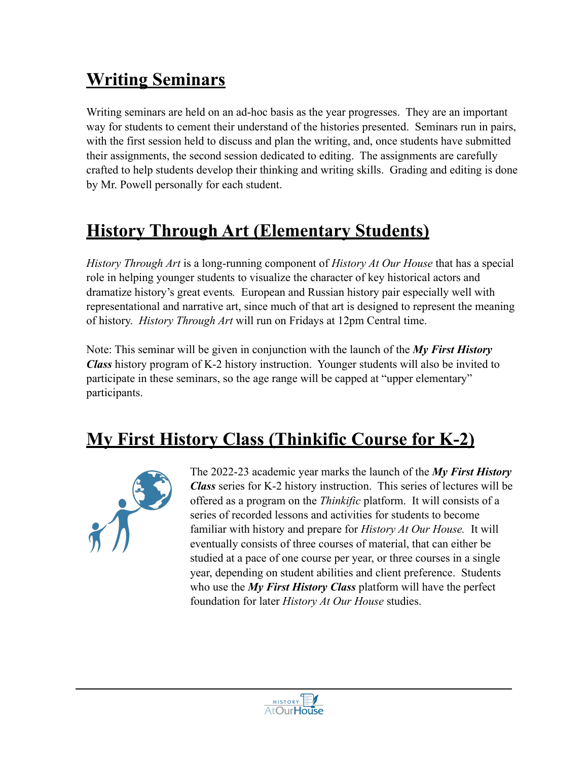## Writing Seminars

Writing seminars are held on an ad-hoc basis as the year progresses. They are an important way for students to cement their understand of the histories presented. Seminars run in pairs, with the first session held to discuss and plan the writing, and, once students have submitted their assignments, the second session dedicated to editing. The assignments are carefully crafted to help students develop their thinking and writing skills. Grading and editing is done by Mr. Powell personally for each student.

## History Through Art (Elementary Students)

*History Through Art* is a long-running component of *History At Our House* that has a special role in helping younger students to visualize the character of key historical actors and dramatize history's great events. European and Russian history pair especially well with representational and narrative art, since much of that art is designed to represent the meaning of history. *History Through Art* will run on Fridays at 12pm Central time.

Note: This seminar will be given in conjunction with the launch of the ***My First History Class*** history program of K-2 history instruction. Younger students will also be invited to participate in these seminars, so the age range will be capped at "upper elementary" participants.

## My First History Class (Thinkific Course for K-2)

The 2022-23 academic year marks the launch of the ***My First History Class*** series for K-2 history instruction. This series of lectures will be offered as a program on the *Thinkific* platform. It will consists of a series of recorded lessons and activities for students to become familiar with history and prepare for *History At Our House.* It will eventually consists of three courses of material, that can either be studied at a pace of one course per year, or three courses in a single year, depending on student abilities and client preference. Students who use the ***My First History Class*** platform will have the perfect foundation for later *History At Our House* studies.